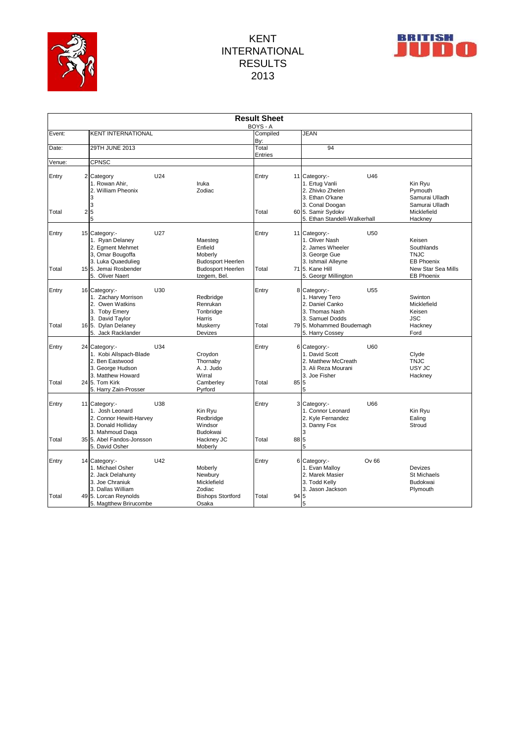# KENT INTERNATIONAL RESULTS 2013

## Result Sheet

BOYS - A

| | | | |
|---|---|---|---|
| Event: | KENT INTERNATIONAL | Compiled By: | JEAN |
| Date: | 29TH JUNE 2013 | Total Entries | 94 |
| Venue: | CPNSC | | |

| | | | | | | | |
|---|---|---|---|---|---|---|---|
| Entry | 2 | Category U24 | | Entry | 11 | Category:- U46 | |
| | | 1. Rowan Ahir, | Iruka | | | 1. Ertug Vanli | Kin Ryu |
| | | 2. William Pheonix | Zodiac | | | 2. Zhivko Zhelen | Pymouth |
| | | 3 | | | | 3. Ethan O'kane | Samurai Ulladh |
| | | 3 | | | | 3. Conal Doogan | Samurai Ulladh |
| Total | 2 | 5 | | Total | 60 | 5. Samir Sydokv | Micklefield |
| | | 5 | | | | 5. Ethan Standell-Walkerhall | Hackney |
| Entry | 15 | Category:- U27 | | Entry | 11 | Category:- U50 | |
| | | 1. Ryan Delaney | Maesteg | | | 1. Oliver Nash | Keisen |
| | | 2. Egment Mehmet | Enfield | | | 2. James Wheeler | Southlands |
| | | 3, Omar Bougoffa | Moberly | | | 3. George Gue | TNJC |
| | | 3. Luka Quaedulieg | Budosport Heerlen | | | 3. Ishmail Alleyne | EB Phoenix |
| Total | 15 | 5. Jemai Rosbender | Budosport Heerlen | Total | 71 | 5. Kane Hill | New Star Sea Mills |
| | | 5. Oliver Naert | Izegem, Bel. | | | 5. Georgr Millington | EB Phoenix |
| Entry | 16 | Category:- U30 | | Entry | 8 | Category:- U55 | |
| | | 1. Zachary Morrison | Redbridge | | | 1. Harvey Tero | Swinton |
| | | 2. Owen Watkins | Renrukan | | | 2. Daniel Canko | Micklefield |
| | | 3. Toby Emery | Tonbridge | | | 3. Thomas Nash | Keisen |
| | | 3. David Taylor | Harris | | | 3. Samuel Dodds | JSC |
| Total | 16 | 5. Dylan Delaney | Muskerry | Total | 79 | 5. Mohammed Boudemagh | Hackney |
| | | 5. Jack Racklander | Devizes | | | 5. Harry Cossey | Ford |
| Entry | 24 | Category:- U34 | | Entry | 6 | Category:- U60 | |
| | | 1. Kobi Allspach-Blade | Croydon | | | 1. David Scott | Clyde |
| | | 2. Ben Eastwood | Thornaby | | | 2. Matthew McCreath | TNJC |
| | | 3. George Hudson | A. J. Judo | | | 3. Ali Reza Mourani | USY JC |
| | | 3. Matthew Howard | Wirral | | | 3. Joe Fisher | Hackney |
| Total | 24 | 5. Tom Kirk | Camberley | Total | 85 | 5 | |
| | | 5. Harry Zain-Prosser | Pyrford | | | 5 | |
| Entry | 11 | Category:- U38 | | Entry | 3 | Category:- U66 | |
| | | 1. Josh Leonard | Kin Ryu | | | 1. Connor Leonard | Kin Ryu |
| | | 2. Connor Hewitt-Harvey | Redbridge | | | 2. Kyle Fernandez | Ealing |
| | | 3. Donald Holliday | Windsor | | | 3. Danny Fox | Stroud |
| | | 3. Mahmoud Daqa | Budokwai | | | 3 | |
| Total | 35 | 5. Abel Fandos-Jonsson | Hackney JC | Total | 88 | 5 | |
| | | 5. David Osher | Moberly | | | 5 | |
| Entry | 14 | Category:- U42 | | Entry | 6 | Category:- Ov 66 | |
| | | 1. Michael Osher | Moberly | | | 1. Evan Malloy | Devizes |
| | | 2. Jack Delahunty | Newbury | | | 2. Marek Masier | St Michaels |
| | | 3. Joe Chraniuk | Micklefield | | | 3. Todd Kelly | Budokwai |
| | | 3. Dallas William | Zodiac | | | 3. Jason Jackson | Plymouth |
| Total | 49 | 5. Lorcan Reynolds | Bishops Stortford | Total | 94 | 5 | |
| | | 5. Magtthew Brirucombe | Osaka | | | 5 | |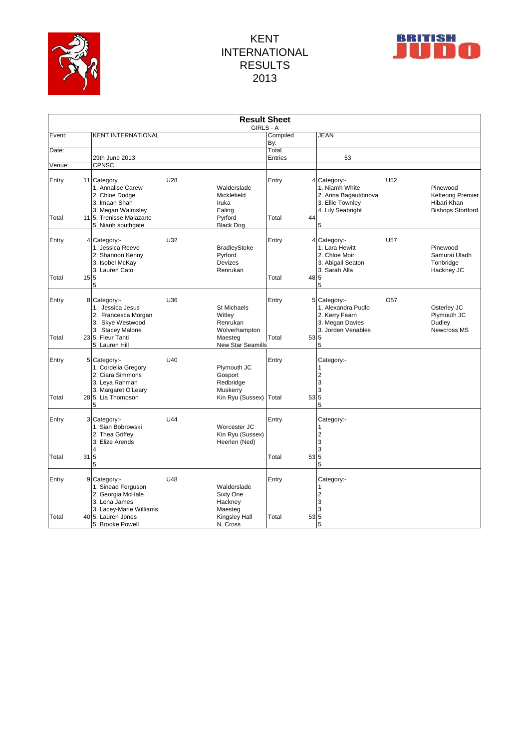# KENT INTERNATIONAL RESULTS 2013

## Result Sheet

GIRLS - A

| | | | | | | | | | |
|---|---|---|---|---|---|---|---|---|---|
| Event: | | KENT INTERNATIONAL | | | Compiled By: | | JEAN | | |
| Date: | | 29th June 2013 | | | Total Entries | | 53 | | |
| Venue: | | CPNSC | | | | | | | |
| Entry | 11 | Category | U28 | | Entry | 4 | Category:- | U52 | |
| | | 1. Annalise Carew | | Walderslade | | | 1, Niamh White | | Pinewood |
| | | 2. Chloe Dodge | | Micklefield | | | 2. Arina Bagautdinova | | Kettering Premier |
| | | 3. Imaan Shah | | Iruka | | | 3. Ellie Townley | | Hibari Khan |
| | | 3. Megan Walmsley | | Ealing | | | 4. Lily Seabright | | Bishops Stortford |
| Total | 11 | 5. Trenisse Malazarte | | Pyrford | Total | 44 | | | |
| | | 5. Nianh southgate | | Black Dog | | | 5 | | |
| Entry | 4 | Category:- | U32 | | Entry | 4 | Category:- | U57 | |
| | | 1. Jessica Reeve | | BradleyStoke | | | 1. Lara Hewitt | | Pinewood |
| | | 2. Shannon Kenny | | Pyrford | | | 2. Chloe Moir | | Samurai Uladh |
| | | 3. Isobel McKay | | Devizes | | | 3. Abigail Seaton | | Tonbridge |
| | | 3. Lauren Cato | | Renrukan | | | 3. Sarah Alla | | Hackney JC |
| Total | 15 | 5 | | | Total | 48 | 5 | | |
| | | 5 | | | | | 5 | | |
| Entry | 8 | Category:- | U36 | | Entry | 5 | Category:- | O57 | |
| | | 1. Jessica Jesus | | St Michaels | | | 1. Alexandra Pudlo | | Osterley JC |
| | | 2. Francesca Morgan | | Witley | | | 2. Kerry Fearn | | Plymouth JC |
| | | 3. Skye Westwood | | Renrukan | | | 3. Megan Davies | | Dudley |
| | | 3. Stacey Malone | | Wolverhampton | | | 3. Jorden Venables | | Newcross MS |
| Total | 23 | 5. Fleur Tanti | | Maesteg | Total | 53 | 5 | | |
| | | 5. Lauren Hill | | New Star Seamills | | | 5 | | |
| Entry | 5 | Category:- | U40 | | Entry | | Category:- | | |
| | | 1. Cordelia Gregory | | Plymouth JC | | | 1 | | |
| | | 2, Ciara Simmons | | Gosport | | | 2 | | |
| | | 3. Leya Rahman | | Redbridge | | | 3 | | |
| | | 3. Margaret O'Leary | | Muskerry | | | 3 | | |
| Total | 28 | 5. Lia Thompson | | Kin Ryu (Sussex) | Total | 53 | 5 | | |
| | | 5 | | | | | 5 | | |
| Entry | 3 | Category:- | U44 | | Entry | | Category:- | | |
| | | 1. Sian Bobrowski | | Worcester JC | | | 1 | | |
| | | 2. Thea Griffey | | Kin Ryu (Sussex) | | | 2 | | |
| | | 3. Elize Arends | | Heerlen (Ned) | | | 3 | | |
| | | 4 | | | | | 3 | | |
| Total | 31 | 5 | | | Total | 53 | 5 | | |
| | | 5 | | | | | 5 | | |
| Entry | 9 | Category:- | U48 | | Entry | | Category:- | | |
| | | 1. Sinead Ferguson | | Walderslade | | | 1 | | |
| | | 2. Georgia McHale | | Sixty One | | | 2 | | |
| | | 3. Lena James | | Hackney | | | 3 | | |
| | | 3. Lacey-Marie Williams | | Maesteg | | | 3 | | |
| Total | 40 | 5. Lauren Jones | | Kingsley Hall | Total | 53 | 5 | | |
| | | 5. Brooke Powell | | N. Cross | | | 5 | | |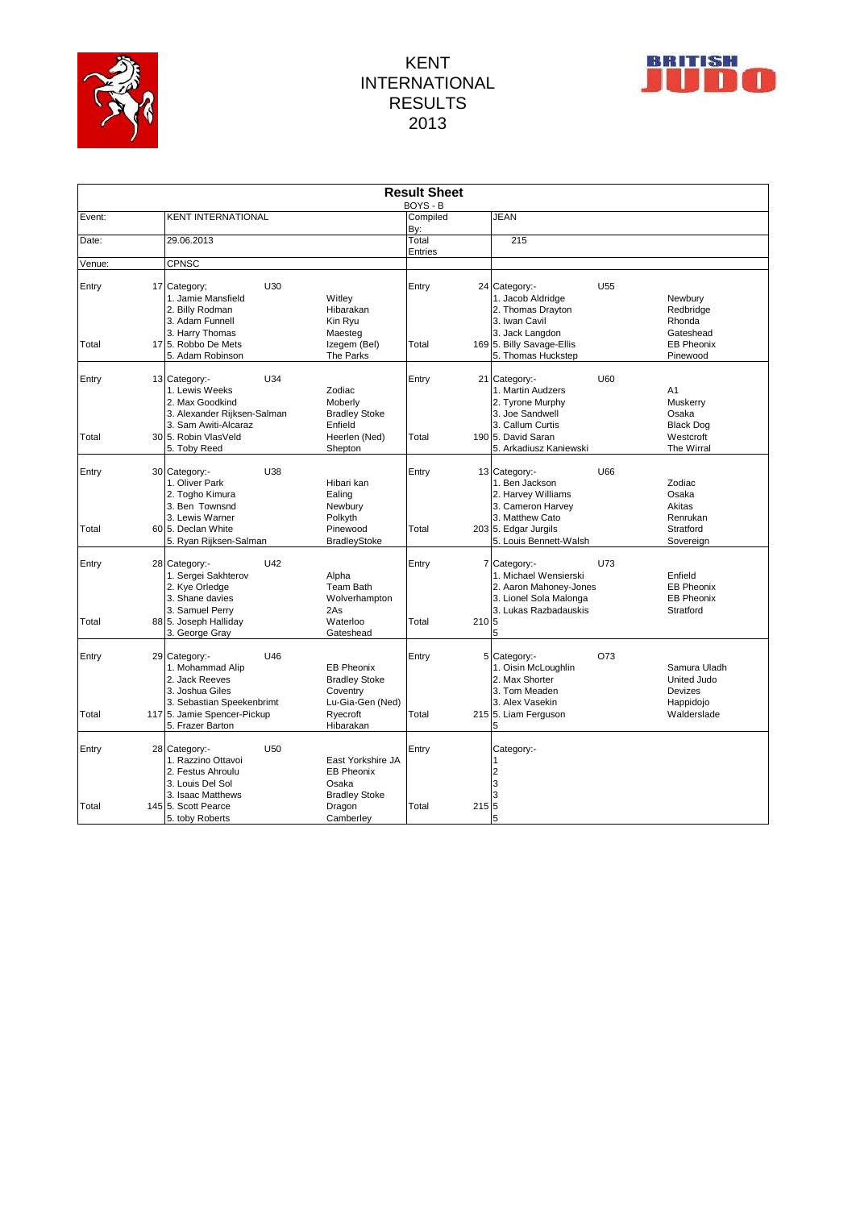# KENT INTERNATIONAL RESULTS 2013

## Result Sheet

BOYS - B

| | | | |
|---|---|---|---|
| Event: | KENT INTERNATIONAL | Compiled By: | JEAN |
| Date: | 29.06.2013 | Total Entries | 215 |
| Venue: | CPNSC | | |

| | | | | | | | |
|---|---|---|---|---|---|---|---|
| Entry | 17 | Category; U30 | | Entry | 24 | Category:- U55 | |
| | | 1. Jamie Mansfield | Witley | | | 1. Jacob Aldridge | Newbury |
| | | 2. Billy Rodman | Hibarakan | | | 2. Thomas Drayton | Redbridge |
| | | 3. Adam Funnell | Kin Ryu | | | 3. Iwan Cavil | Rhonda |
| | | 3. Harry Thomas | Maesteg | | | 3. Jack Langdon | Gateshead |
| Total | 17 | 5. Robbo De Mets | Izegem (Bel) | Total | 169 | 5. Billy Savage-Ellis | EB Pheonix |
| | | 5. Adam Robinson | The Parks | | | 5. Thomas Huckstep | Pinewood |
| Entry | 13 | Category:- U34 | | Entry | 21 | Category:- U60 | |
| | | 1. Lewis Weeks | Zodiac | | | 1. Martin Audzers | A1 |
| | | 2. Max Goodkind | Moberly | | | 2. Tyrone Murphy | Muskerry |
| | | 3. Alexander Rijksen-Salman | Bradley Stoke | | | 3. Joe Sandwell | Osaka |
| | | 3. Sam Awiti-Alcaraz | Enfield | | | 3. Callum Curtis | Black Dog |
| Total | 30 | 5. Robin VlasVeld | Heerlen (Ned) | Total | 190 | 5. David Saran | Westcroft |
| | | 5. Toby Reed | Shepton | | | 5. Arkadiusz Kaniewski | The Wirral |
| Entry | 30 | Category:- U38 | | Entry | 13 | Category:- U66 | |
| | | 1. Oliver Park | Hibari kan | | | 1. Ben Jackson | Zodiac |
| | | 2. Togho Kimura | Ealing | | | 2. Harvey Williams | Osaka |
| | | 3. Ben Townsnd | Newbury | | | 3. Cameron Harvey | Akitas |
| | | 3. Lewis Warner | Polkyth | | | 3. Matthew Cato | Renrukan |
| Total | 60 | 5. Declan White | Pinewood | Total | 203 | 5. Edgar Jurgils | Stratford |
| | | 5. Ryan Rijksen-Salman | BradleyStoke | | | 5. Louis Bennett-Walsh | Sovereign |
| Entry | 28 | Category:- U42 | | Entry | 7 | Category:- U73 | |
| | | 1. Sergei Sakhterov | Alpha | | | 1. Michael Wensierski | Enfield |
| | | 2. Kye Orledge | Team Bath | | | 2. Aaron Mahoney-Jones | EB Pheonix |
| | | 3. Shane davies | Wolverhampton | | | 3. Lionel Sola Malonga | EB Pheonix |
| | | 3. Samuel Perry | 2As | | | 3. Lukas Razbadauskis | Stratford |
| Total | 88 | 5. Joseph Halliday | Waterloo | Total | 210 | 5 | |
| | | 3. George Gray | Gateshead | | | 5 | |
| Entry | 29 | Category:- U46 | | Entry | 5 | Category:- O73 | |
| | | 1. Mohammad Alip | EB Pheonix | | | 1. Oisin McLoughlin | Samura Uladh |
| | | 2. Jack Reeves | Bradley Stoke | | | 2. Max Shorter | United Judo |
| | | 3. Joshua Giles | Coventry | | | 3. Tom Meaden | Devizes |
| | | 3. Sebastian Speekenbrimt | Lu-Gia-Gen (Ned) | | | 3. Alex Vasekin | Happidojo |
| Total | 117 | 5. Jamie Spencer-Pickup | Ryecroft | Total | 215 | 5. Liam Ferguson | Walderslade |
| | | 5. Frazer Barton | Hibarakan | | | 5 | |
| Entry | 28 | Category:- U50 | | Entry | | Category:- | |
| | | 1. Razzino Ottavoi | East Yorkshire JA | | | 1 | |
| | | 2. Festus Ahroulu | EB Pheonix | | | 2 | |
| | | 3. Louis Del Sol | Osaka | | | 3 | |
| | | 3. Isaac Matthews | Bradley Stoke | | | 3 | |
| Total | 145 | 5. Scott Pearce | Dragon | Total | 215 | 5 | |
| | | 5. toby Roberts | Camberley | | | 5 | |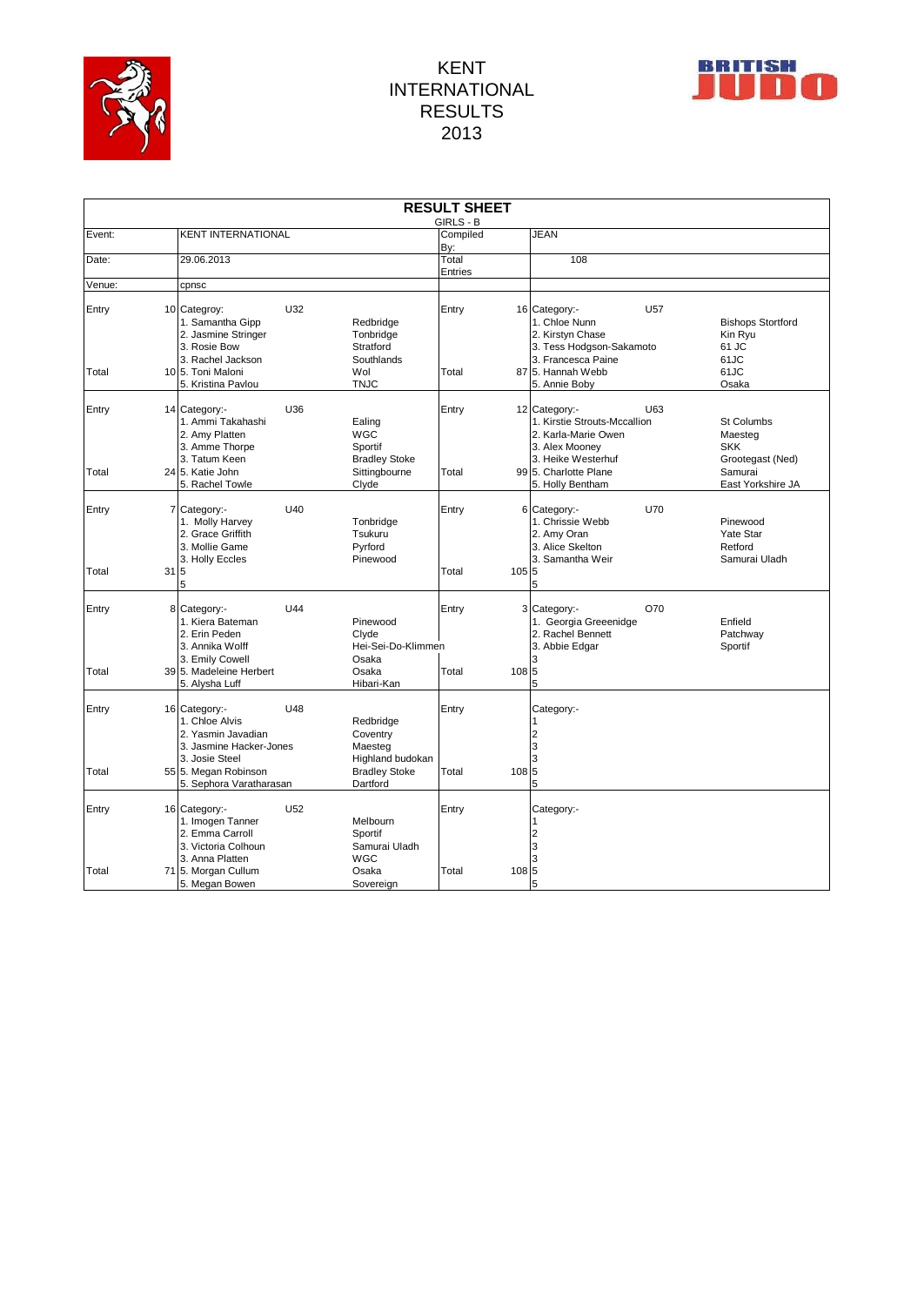# KENT INTERNATIONAL RESULTS 2013

## RESULT SHEET

GIRLS - B

| | | | |
|---|---|---|---|
| Event: | KENT INTERNATIONAL | Compiled By: | JEAN |
| Date: | 29.06.2013 | Total Entries | 108 |
| Venue: | cpnsc | | |

| | | | | | | | |
|---|---|---|---|---|---|---|---|
| Entry | 10 | Categroy: U32 | | Entry | 16 | Category:- U57 | |
| | | 1. Samantha Gipp | Redbridge | | | 1. Chloe Nunn | Bishops Stortford |
| | | 2. Jasmine Stringer | Tonbridge | | | 2. Kirstyn Chase | Kin Ryu |
| | | 3. Rosie Bow | Stratford | | | 3. Tess Hodgson-Sakamoto | 61 JC |
| | | 3. Rachel Jackson | Southlands | | | 3. Francesca Paine | 61JC |
| Total | 10 | 5. Toni Maloni | Wol | Total | 87 | 5. Hannah Webb | 61JC |
| | | 5. Kristina Pavlou | TNJC | | | 5. Annie Boby | Osaka |
| Entry | 14 | Category:- U36 | | Entry | 12 | Category:- U63 | |
| | | 1. Ammi Takahashi | Ealing | | | 1. Kirstie Strouts-Mccallion | St Columbs |
| | | 2. Amy Platten | WGC | | | 2. Karla-Marie Owen | Maesteg |
| | | 3. Amme Thorpe | Sportif | | | 3. Alex Mooney | SKK |
| | | 3. Tatum Keen | Bradley Stoke | | | 3. Heike Westerhuf | Grootegast (Ned) |
| Total | 24 | 5. Katie John | Sittingbourne | Total | 99 | 5. Charlotte Plane | Samurai |
| | | 5. Rachel Towle | Clyde | | | 5. Holly Bentham | East Yorkshire JA |
| Entry | 7 | Category:- U40 | | Entry | 6 | Category:- U70 | |
| | | 1. Molly Harvey | Tonbridge | | | 1. Chrissie Webb | Pinewood |
| | | 2. Grace Griffith | Tsukuru | | | 2. Amy Oran | Yate Star |
| | | 3. Mollie Game | Pyrford | | | 3. Alice Skelton | Retford |
| | | 3. Holly Eccles | Pinewood | | | 3. Samantha Weir | Samurai Uladh |
| Total | 31 | 5 | | Total | 105 | 5 | |
| | | 5 | | | | 5 | |
| Entry | 8 | Category:- U44 | | Entry | 3 | Category:- O70 | |
| | | 1. Kiera Bateman | Pinewood | | | 1. Georgia Greeenidge | Enfield |
| | | 2. Erin Peden | Clyde | | | 2. Rachel Bennett | Patchway |
| | | 3. Annika Wolff | Hei-Sei-Do-Klimmen | | | 3. Abbie Edgar | Sportif |
| | | 3. Emily Cowell | Osaka | | | 3 | |
| Total | 39 | 5. Madeleine Herbert | Osaka | Total | 108 | 5 | |
| | | 5. Alysha Luff | Hibari-Kan | | | 5 | |
| Entry | 16 | Category:- U48 | | Entry | | Category:- | |
| | | 1. Chloe Alvis | Redbridge | | | 1 | |
| | | 2. Yasmin Javadian | Coventry | | | 2 | |
| | | 3. Jasmine Hacker-Jones | Maesteg | | | 3 | |
| | | 3. Josie Steel | Highland budokan | | | 3 | |
| Total | 55 | 5. Megan Robinson | Bradley Stoke | Total | 108 | 5 | |
| | | 5. Sephora Varatharasan | Dartford | | | 5 | |
| Entry | 16 | Category:- U52 | | Entry | | Category:- | |
| | | 1. Imogen Tanner | Melbourn | | | 1 | |
| | | 2. Emma Carroll | Sportif | | | 2 | |
| | | 3. Victoria Colhoun | Samurai Uladh | | | 3 | |
| | | 3. Anna Platten | WGC | | | 3 | |
| Total | 71 | 5. Morgan Cullum | Osaka | Total | 108 | 5 | |
| | | 5. Megan Bowen | Sovereign | | | 5 | |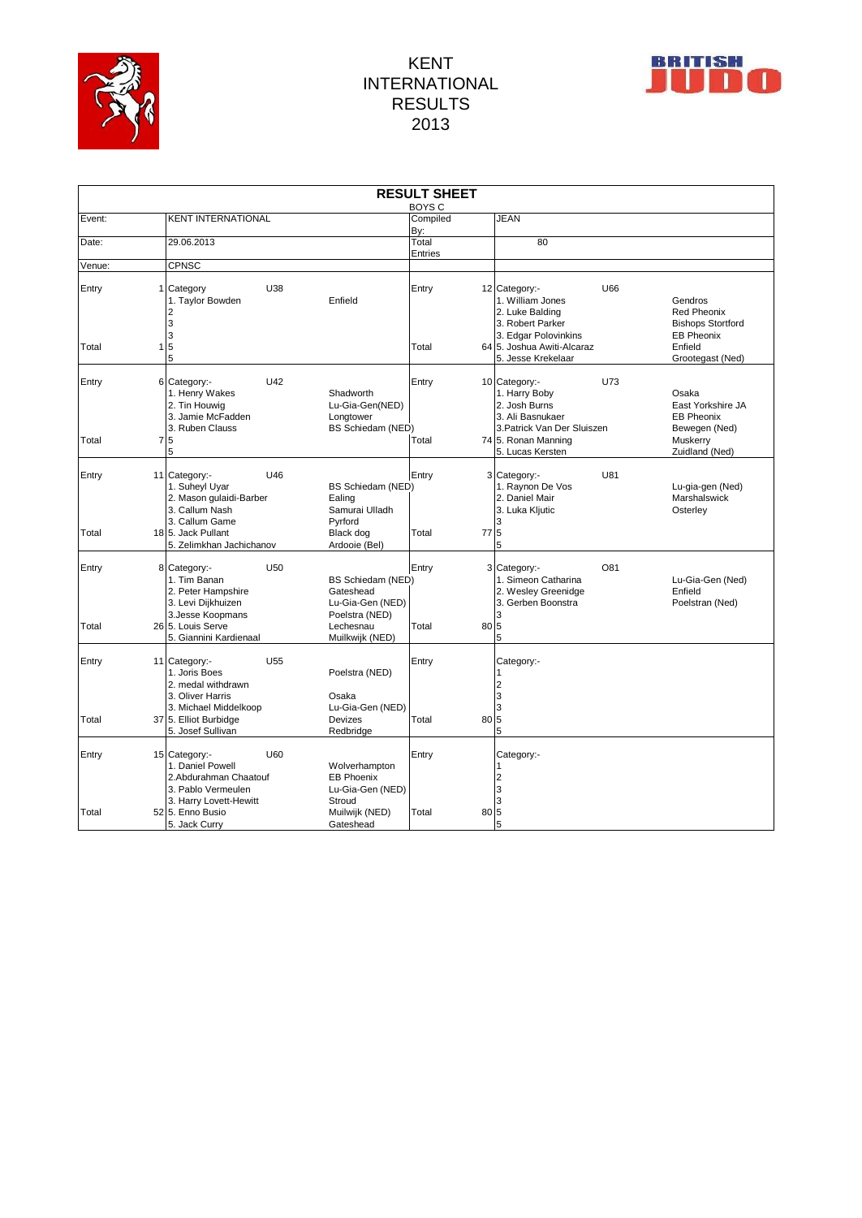# KENT INTERNATIONAL RESULTS 2013

## RESULT SHEET

BOYS C

| | | | | | |
|---|---|---|---|---|---|
| Event: | KENT INTERNATIONAL | | Compiled By: | JEAN | |
| Date: | 29.06.2013 | | Total Entries | 80 | |
| Venue: | CPNSC | | | | |

| | | | | | | | |
|---|---|---|---|---|---|---|---|
| Entry | 1 | Category U38 | | Entry | 12 | Category:- U66 | |
| | | 1. Taylor Bowden | Enfield | | | 1. William Jones | Gendros |
| | | 2 | | | | 2. Luke Balding | Red Pheonix |
| | | 3 | | | | 3. Robert Parker | Bishops Stortford |
| | | 3 | | | | 3. Edgar Polovinkins | EB Pheonix |
| Total | 1 | 5 | | Total | 64 | 5. Joshua Awiti-Alcaraz | Enfield |
| | | 5 | | | | 5. Jesse Krekelaar | Grootegast (Ned) |
| Entry | 6 | Category:- U42 | | Entry | 10 | Category:- U73 | |
| | | 1. Henry Wakes | Shadworth | | | 1. Harry Boby | Osaka |
| | | 2. Tin Houwig | Lu-Gia-Gen(NED) | | | 2. Josh Burns | East Yorkshire JA |
| | | 3. Jamie McFadden | Longtower | | | 3. Ali Basnukaer | EB Pheonix |
| | | 3. Ruben Clauss | BS Schiedam (NED) | | | 3.Patrick Van Der Sluiszen | Bewegen (Ned) |
| Total | 7 | 5 | | Total | 74 | 5. Ronan Manning | Muskerry |
| | | 5 | | | | 5. Lucas Kersten | Zuidland (Ned) |
| Entry | 11 | Category:- U46 | | Entry | 3 | Category:- U81 | |
| | | 1. Suheyl Uyar | BS Schiedam (NED) | | | 1. Raynon De Vos | Lu-gia-gen (Ned) |
| | | 2. Mason gulaidi-Barber | Ealing | | | 2. Daniel Mair | Marshalswick |
| | | 3. Callum Nash | Samurai Ulladh | | | 3. Luka Kljutic | Osterley |
| | | 3. Callum Game | Pyrford | | | 3 | |
| Total | 18 | 5. Jack Pullant | Black dog | Total | 77 | 5 | |
| | | 5. Zelimkhan Jachichanov | Ardooie (Bel) | | | 5 | |
| Entry | 8 | Category:- U50 | | Entry | 3 | Category:- O81 | |
| | | 1. Tim Banan | BS Schiedam (NED) | | | 1. Simeon Catharina | Lu-Gia-Gen (Ned) |
| | | 2. Peter Hampshire | Gateshead | | | 2. Wesley Greenidge | Enfield |
| | | 3. Levi Dijkhuizen | Lu-Gia-Gen (NED) | | | 3. Gerben Boonstra | Poelstran (Ned) |
| | | 3.Jesse Koopmans | Poelstra (NED) | | | 3 | |
| Total | 26 | 5. Louis Serve | Lechesnau | Total | 80 | 5 | |
| | | 5. Giannini Kardienaal | Muilkwijk (NED) | | | 5 | |
| Entry | 11 | Category:- U55 | | Entry | | Category:- | |
| | | 1. Joris Boes | Poelstra (NED) | | | 1 | |
| | | 2. medal withdrawn | | | | 2 | |
| | | 3. Oliver Harris | Osaka | | | 3 | |
| | | 3. Michael Middelkoop | Lu-Gia-Gen (NED) | | | 3 | |
| Total | 37 | 5. Elliot Burbidge | Devizes | Total | 80 | 5 | |
| | | 5. Josef Sullivan | Redbridge | | | 5 | |
| Entry | 15 | Category:- U60 | | Entry | | Category:- | |
| | | 1. Daniel Powell | Wolverhampton | | | 1 | |
| | | 2.Abdurahman Chaatouf | EB Phoenix | | | 2 | |
| | | 3. Pablo Vermeulen | Lu-Gia-Gen (NED) | | | 3 | |
| | | 3. Harry Lovett-Hewitt | Stroud | | | 3 | |
| Total | 52 | 5. Enno Busio | Muilwijk (NED) | Total | 80 | 5 | |
| | | 5. Jack Curry | Gateshead | | | 5 | |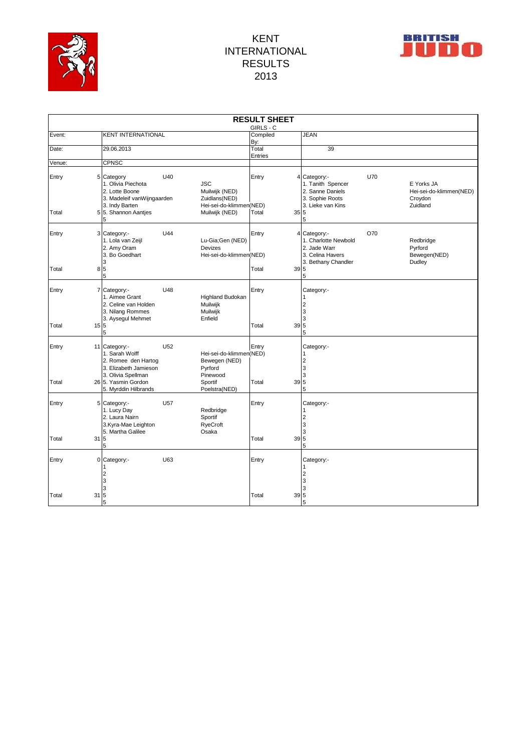# KENT INTERNATIONAL RESULTS 2013

## RESULT SHEET

GIRLS - C

| Event: | KENT INTERNATIONAL | Compiled By: | JEAN |
|---|---|---|---|
| Date: | 29.06.2013 | Total Entries | 39 |
| Venue: | CPNSC | | |

| | | Category | | | | | Category | | |
|---|---|---|---|---|---|---|---|---|---|
| Entry | 5 | Category | U40 | | Entry | 4 | Category:- | U70 | |
| | | 1. Olivia Piechota | | JSC | | | 1. Tanith Spencer | | E Yorks JA |
| | | 2. Lotte Boone | | Muilwijk (NED) | | | 2. Sanne Daniels | | Hei-sei-do-klimmen(NED) |
| | | 3. Madeleif vanWijngaarden | | Zuidlans(NED) | | | 3. Sophie Roots | | Croydon |
| | | 3. Indy Barten | | Hei-sei-do-klimmen(NED) | | | 3. Lieke van Kins | | Zuidland |
| Total | 5 | 5. Shannon Aantjes | | Muilwijk (NED) | Total | 35 | 5 | | |
| | | 5 | | | | | 5 | | |
| Entry | 3 | Category:- | U44 | | Entry | 4 | Category:- | O70 | |
| | | 1. Lola van Zeijl | | Lu-Gia;Gen (NED) | | | 1. Charlotte Newbold | | Redbridge |
| | | 2. Amy Oram | | Devizes | | | 2. Jade Warr | | Pyrford |
| | | 3. Bo Goedhart | | Hei-sei-do-klimmen(NED) | | | 3. Celina Havers | | Bewegen(NED) |
| | | 3 | | | | | 3. Bethany Chandler | | Dudley |
| Total | 8 | 5 | | | Total | 39 | 5 | | |
| | | 5 | | | | | 5 | | |
| Entry | 7 | Category:- | U48 | | Entry | | Category:- | | |
| | | 1. Aimee Grant | | Highland Budokan | | | 1 | | |
| | | 2. Celine van Holden | | Muilwijk | | | 2 | | |
| | | 3. Nilang Rommes | | Muilwijk | | | 3 | | |
| | | 3. Aysegul Mehmet | | Enfield | | | 3 | | |
| Total | 15 | 5 | | | Total | 39 | 5 | | |
| | | 5 | | | | | 5 | | |
| Entry | 11 | Category:- | U52 | | Entry | | Category:- | | |
| | | 1. Sarah Wolff | | Hei-sei-do-klimmen(NED) | | | 1 | | |
| | | 2. Romee den Hartog | | Bewegen (NED) | | | 2 | | |
| | | 3. Elizabeth Jamieson | | Pyrford | | | 3 | | |
| | | 3. Olivia Spellman | | Pinewood | | | 3 | | |
| Total | 26 | 5. Yasmin Gordon | | Sportif | Total | 39 | 5 | | |
| | | 5. Myrddin Hilbrands | | Poelstra(NED) | | | 5 | | |
| Entry | 5 | Category:- | U57 | | Entry | | Category:- | | |
| | | 1. Lucy Day | | Redbridge | | | 1 | | |
| | | 2. Laura Nairn | | Sportif | | | 2 | | |
| | | 3.Kyra-Mae Leighton | | RyeCroft | | | 3 | | |
| | | 5. Martha Galilee | | Osaka | | | 3 | | |
| Total | 31 | 5 | | | Total | 39 | 5 | | |
| | | 5 | | | | | 5 | | |
| Entry | 0 | Category:- | U63 | | Entry | | Category:- | | |
| | | 1 | | | | | 1 | | |
| | | 2 | | | | | 2 | | |
| | | 3 | | | | | 3 | | |
| | | 3 | | | | | 3 | | |
| Total | 31 | 5 | | | Total | 39 | 5 | | |
| | | 5 | | | | | 5 | | |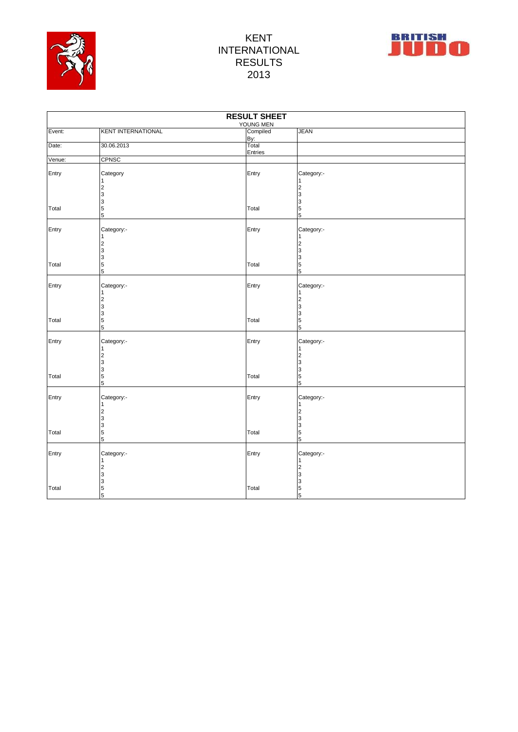# KENT INTERNATIONAL RESULTS 2013

## RESULT SHEET

YOUNG MEN

| | | | |
|---|---|---|---|
| Event: | KENT INTERNATIONAL | Compiled By: | JEAN |
| Date: | 30.06.2013 | Total Entries | |
| Venue: | CPNSC | | |
| Entry<br><br><br><br><br>Total | Category<br>1<br>2<br>3<br>3<br>5<br>5 | Entry<br><br><br><br><br>Total | Category:-<br>1<br>2<br>3<br>3<br>5<br>5 |
| Entry<br><br><br><br><br>Total | Category:-<br>1<br>2<br>3<br>3<br>5<br>5 | Entry<br><br><br><br><br>Total | Category:-<br>1<br>2<br>3<br>3<br>5<br>5 |
| Entry<br><br><br><br><br>Total | Category:-<br>1<br>2<br>3<br>3<br>5<br>5 | Entry<br><br><br><br><br>Total | Category:-<br>1<br>2<br>3<br>3<br>5<br>5 |
| Entry<br><br><br><br><br>Total | Category:-<br>1<br>2<br>3<br>3<br>5<br>5 | Entry<br><br><br><br><br>Total | Category:-<br>1<br>2<br>3<br>3<br>5<br>5 |
| Entry<br><br><br><br><br>Total | Category:-<br>1<br>2<br>3<br>3<br>5<br>5 | Entry<br><br><br><br><br>Total | Category:-<br>1<br>2<br>3<br>3<br>5<br>5 |
| Entry<br><br><br><br><br>Total | Category:-<br>1<br>2<br>3<br>3<br>5<br>5 | Entry<br><br><br><br><br>Total | Category:-<br>1<br>2<br>3<br>3<br>5<br>5 |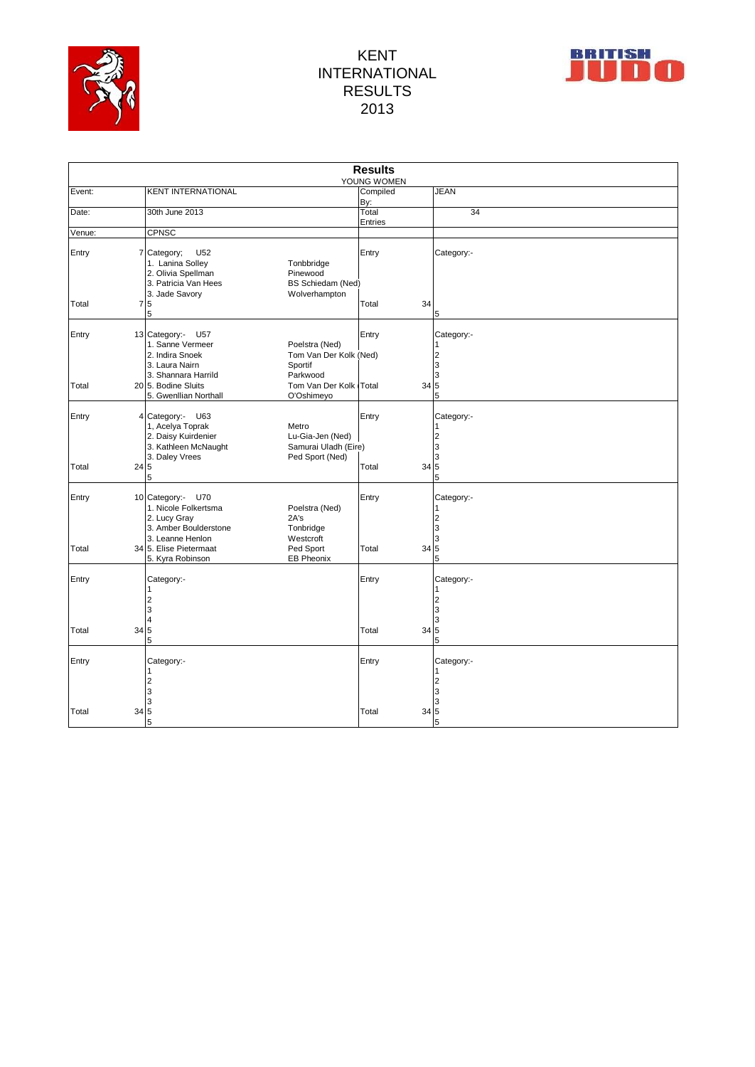# KENT INTERNATIONAL RESULTS 2013

## Results

YOUNG WOMEN

| | | | | |
|---|---|---|---|---|
| Event: | KENT INTERNATIONAL | | Compiled By: | JEAN |
| Date: | 30th June 2013 | | Total Entries | 34 |
| Venue: | CPNSC | | | |
| Entry 7 | Category; U52 | | Entry | Category:- |
| | 1. Lanina Solley | Tonbbridge | | |
| | 2. Olivia Spellman | Pinewood | | |
| | 3. Patricia Van Hees | BS Schiedam (Ned) | | |
| | 3. Jade Savory | Wolverhampton | | |
| Total 7 | 5 | | Total 34 | |
| | 5 | | | 5 |
| Entry 13 | Category:- U57 | | Entry | Category:- |
| | 1. Sanne Vermeer | Poelstra (Ned) | | 1 |
| | 2. Indira Snoek | Tom Van Der Kolk (Ned) | | 2 |
| | 3. Laura Nairn | Sportif | | 3 |
| | 3. Shannara Harrild | Parkwood | | 3 |
| Total 20 | 5. Bodine Sluits | Tom Van Der Kolk | Total 34 | 5 |
| | 5. Gwenllian Northall | O'Oshimeyo | | 5 |
| Entry 4 | Category:- U63 | | Entry | Category:- |
| | 1, Acelya Toprak | Metro | | 1 |
| | 2. Daisy Kuirdenier | Lu-Gia-Jen (Ned) | | 2 |
| | 3. Kathleen McNaught | Samurai Uladh (Eire) | | 3 |
| | 3. Daley Vrees | Ped Sport (Ned) | | 3 |
| Total 24 | 5 | | Total 34 | 5 |
| | 5 | | | 5 |
| Entry 10 | Category:- U70 | | Entry | Category:- |
| | 1. Nicole Folkertsma | Poelstra (Ned) | | 1 |
| | 2. Lucy Gray | 2A's | | 2 |
| | 3. Amber Boulderstone | Tonbridge | | 3 |
| | 3. Leanne Henlon | Westcroft | | 3 |
| Total 34 | 5. Elise Pietermaat | Ped Sport | Total 34 | 5 |
| | 5. Kyra Robinson | EB Pheonix | | 5 |
| Entry | Category:- | | Entry | Category:- |
| | 1 | | | 1 |
| | 2 | | | 2 |
| | 3 | | | 3 |
| | 4 | | | 3 |
| Total 34 | 5 | | Total 34 | 5 |
| | 5 | | | 5 |
| Entry | Category:- | | Entry | Category:- |
| | 1 | | | 1 |
| | 2 | | | 2 |
| | 3 | | | 3 |
| | 3 | | | 3 |
| Total 34 | 5 | | Total 34 | 5 |
| | 5 | | | 5 |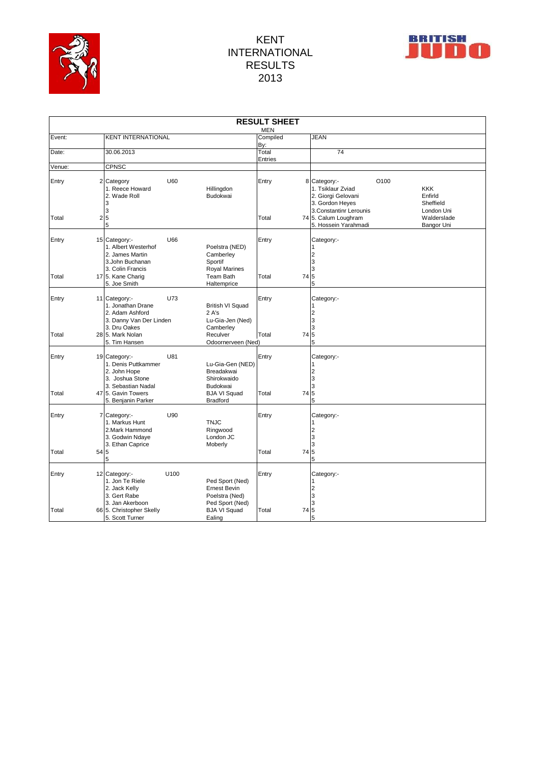# KENT INTERNATIONAL RESULTS 2013

## RESULT SHEET

MEN

| Event: | KENT INTERNATIONAL | | Compiled By: | JEAN | |
|---|---|---|---|---|---|
| Date: | 30.06.2013 | | Total Entries | 74 | |
| Venue: | CPNSC | | | | |

| | | Category | | | | Category | |
|---|---|---|---|---|---|---|---|
| Entry | 2 | Category U60 | | Entry | 8 | Category:- O100 | |
| | | 1. Reece Howard | Hillingdon | | | 1. Tsiklaur Zviad | KKK |
| | | 2. Wade Roll | Budokwai | | | 2. Giorgi Gelovani | Enfirld |
| | | 3 | | | | 3. Gordon Heyes | Sheffield |
| | | 3 | | | | 3.Constantinr Lerounis | London Uni |
| Total | 2 | 5 | | Total | 74 | 5. Calum Loughram | Walderslade |
| | | 5 | | | | 5. Hossein Yarahmadi | Bangor Uni |
| Entry | 15 | Category:- U66 | | Entry | | Category:- | |
| | | 1. Albert Westerhof | Poelstra (NED) | | | 1 | |
| | | 2. James Martin | Camberley | | | 2 | |
| | | 3.John Buchanan | Sportif | | | 3 | |
| | | 3. Colin Francis | Royal Marines | | | 3 | |
| Total | 17 | 5. Kane Charig | Team Bath | Total | 74 | 5 | |
| | | 5. Joe Smith | Haltemprice | | | 5 | |
| Entry | 11 | Category:- U73 | | Entry | | Category:- | |
| | | 1. Jonathan Drane | British VI Squad | | | 1 | |
| | | 2. Adam Ashford | 2 A's | | | 2 | |
| | | 3. Danny Van Der Linden | Lu-Gia-Jen (Ned) | | | 3 | |
| | | 3. Dru Oakes | Camberley | | | 3 | |
| Total | 28 | 5. Mark Nolan | Reculver | Total | 74 | 5 | |
| | | 5. Tim Hansen | Odoornerveen (Ned) | | | 5 | |
| Entry | 19 | Category:- U81 | | Entry | | Category:- | |
| | | 1. Denis Puttkammer | Lu-Gia-Gen (NED) | | | 1 | |
| | | 2. John Hope | Breadakwai | | | 2 | |
| | | 3. Joshua Stone | Shirokwaido | | | 3 | |
| | | 3. Sebastian Nadal | Budokwai | | | 3 | |
| Total | 47 | 5. Gavin Towers | BJA VI Squad | Total | 74 | 5 | |
| | | 5. Benjanin Parker | Bradford | | | 5 | |
| Entry | 7 | Category:- U90 | | Entry | | Category:- | |
| | | 1. Markus Hunt | TNJC | | | 1 | |
| | | 2.Mark Hammond | Ringwood | | | 2 | |
| | | 3. Godwin Ndaye | London JC | | | 3 | |
| | | 3. Ethan Caprice | Moberly | | | 3 | |
| Total | 54 | 5 | | Total | 74 | 5 | |
| | | 5 | | | | 5 | |
| Entry | 12 | Category:- U100 | | Entry | | Category:- | |
| | | 1. Jon Te Riele | Ped Sport (Ned) | | | 1 | |
| | | 2. Jack Kelly | Ernest Bevin | | | 2 | |
| | | 3. Gert Rabe | Poelstra (Ned) | | | 3 | |
| | | 3. Jan Akerboon | Ped Sport (Ned) | | | 3 | |
| Total | 66 | 5. Christopher Skelly | BJA VI Squad | Total | 74 | 5 | |
| | | 5. Scott Turner | Ealing | | | 5 | |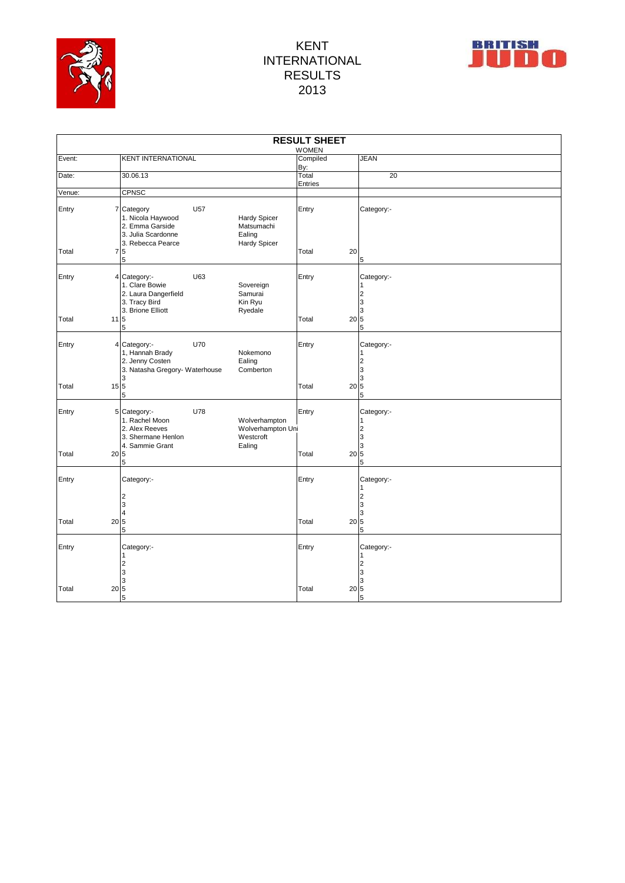# KENT INTERNATIONAL RESULTS 2013

## RESULT SHEET

WOMEN

| | | | | |
|---|---|---|---|---|
| Event: | KENT INTERNATIONAL | | Compiled By: | JEAN |
| Date: | 30.06.13 | | Total Entries | 20 |
| Venue: | CPNSC | | | |

| | | | | | | |
|---|---|---|---|---|---|---|
| Entry | 7 | Category U57 | | Entry | | Category:- |
| | | 1. Nicola Haywood | Hardy Spicer | | | |
| | | 2. Emma Garside | Matsumachi | | | |
| | | 3. Julia Scardonne | Ealing | | | |
| | | 3. Rebecca Pearce | Hardy Spicer | | | |
| Total | 7 | 5 | | Total | 20 | |
| | | 5 | | | | 5 |
| Entry | 4 | Category:- U63 | | Entry | | Category:- |
| | | 1. Clare Bowie | Sovereign | | | 1 |
| | | 2. Laura Dangerfield | Samurai | | | 2 |
| | | 3. Tracy Bird | Kin Ryu | | | 3 |
| | | 3. Brione Elliott | Ryedale | | | 3 |
| Total | 11 | 5 | | Total | 20 | 5 |
| | | 5 | | | | 5 |
| Entry | 4 | Category:- U70 | | Entry | | Category:- |
| | | 1, Hannah Brady | Nokemono | | | 1 |
| | | 2. Jenny Costen | Ealing | | | 2 |
| | | 3. Natasha Gregory- Waterhouse | Comberton | | | 3 |
| | | 3 | | | | 3 |
| Total | 15 | 5 | | Total | 20 | 5 |
| | | 5 | | | | 5 |
| Entry | 5 | Category:- U78 | | Entry | | Category:- |
| | | 1. Rachel Moon | Wolverhampton | | | 1 |
| | | 2. Alex Reeves | Wolverhampton Uni | | | 2 |
| | | 3. Shermane Henlon | Westcroft | | | 3 |
| | | 4. Sammie Grant | Ealing | | | 3 |
| Total | 20 | 5 | | Total | 20 | 5 |
| | | 5 | | | | 5 |
| Entry | | Category:- | | Entry | | Category:- |
| | | | | | | 1 |
| | | 2 | | | | 2 |
| | | 3 | | | | 3 |
| | | 4 | | | | 3 |
| Total | 20 | 5 | | Total | 20 | 5 |
| | | 5 | | | | 5 |
| Entry | | Category:- | | Entry | | Category:- |
| | | 1 | | | | 1 |
| | | 2 | | | | 2 |
| | | 3 | | | | 3 |
| | | 3 | | | | 3 |
| Total | 20 | 5 | | Total | 20 | 5 |
| | | 5 | | | | 5 |